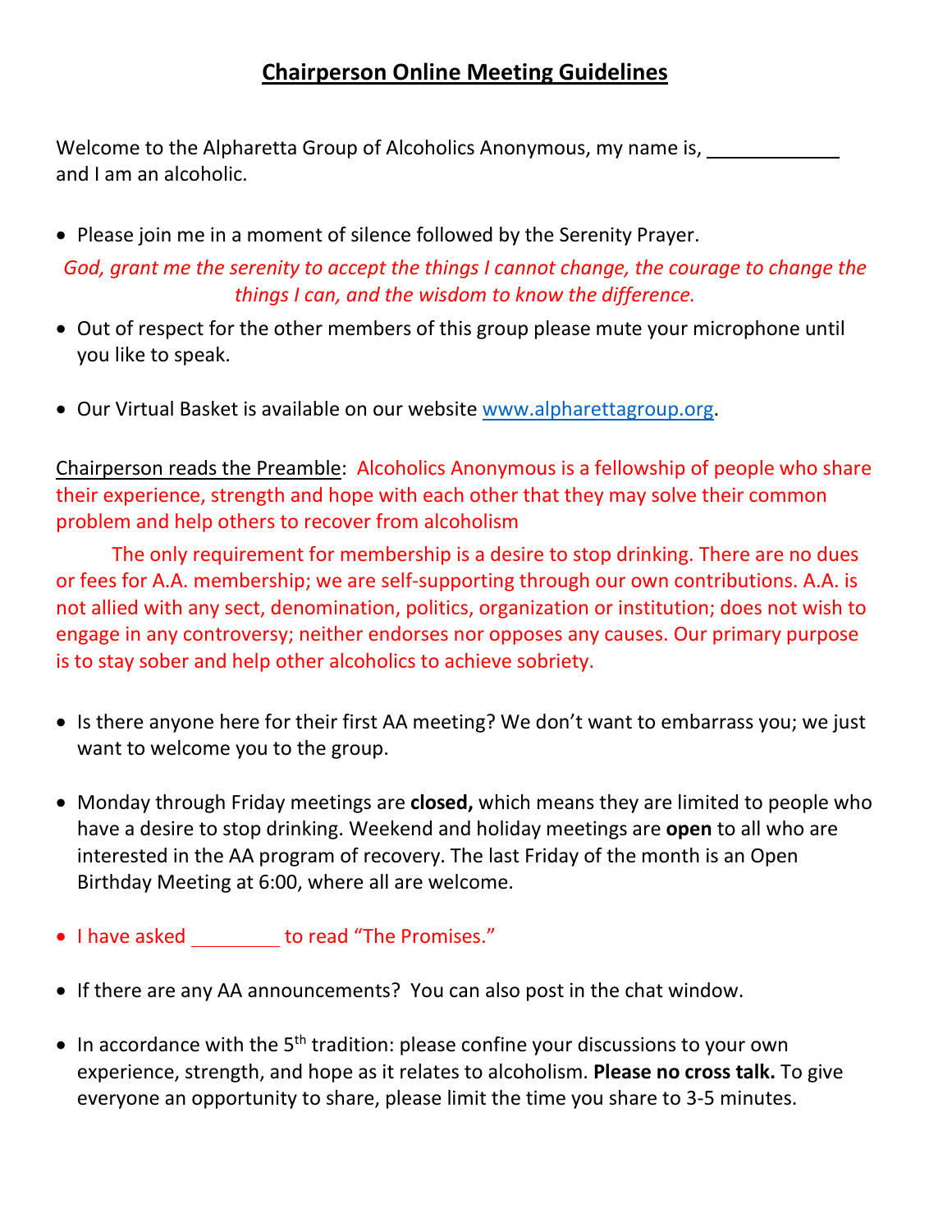# Chairperson Online Meeting Guidelines

Welcome to the Alpharetta Group of Alcoholics Anonymous, my name is, ____________ and I am an alcoholic.

- Please join me in a moment of silence followed by the Serenity Prayer.

*God, grant me the serenity to accept the things I cannot change, the courage to change the things I can, and the wisdom to know the difference.*

- Out of respect for the other members of this group please mute your microphone until you like to speak.

- Our Virtual Basket is available on our website www.alpharettagroup.org.

Chairperson reads the Preamble: Alcoholics Anonymous is a fellowship of people who share their experience, strength and hope with each other that they may solve their common problem and help others to recover from alcoholism

The only requirement for membership is a desire to stop drinking. There are no dues or fees for A.A. membership; we are self-supporting through our own contributions. A.A. is not allied with any sect, denomination, politics, organization or institution; does not wish to engage in any controversy; neither endorses nor opposes any causes. Our primary purpose is to stay sober and help other alcoholics to achieve sobriety.

- Is there anyone here for their first AA meeting? We don't want to embarrass you; we just want to welcome you to the group.

- Monday through Friday meetings are **closed,** which means they are limited to people who have a desire to stop drinking. Weekend and holiday meetings are **open** to all who are interested in the AA program of recovery. The last Friday of the month is an Open Birthday Meeting at 6:00, where all are welcome.

- I have asked ________ to read "The Promises."

- If there are any AA announcements? You can also post in the chat window.

- In accordance with the 5th tradition: please confine your discussions to your own experience, strength, and hope as it relates to alcoholism. **Please no cross talk.** To give everyone an opportunity to share, please limit the time you share to 3-5 minutes.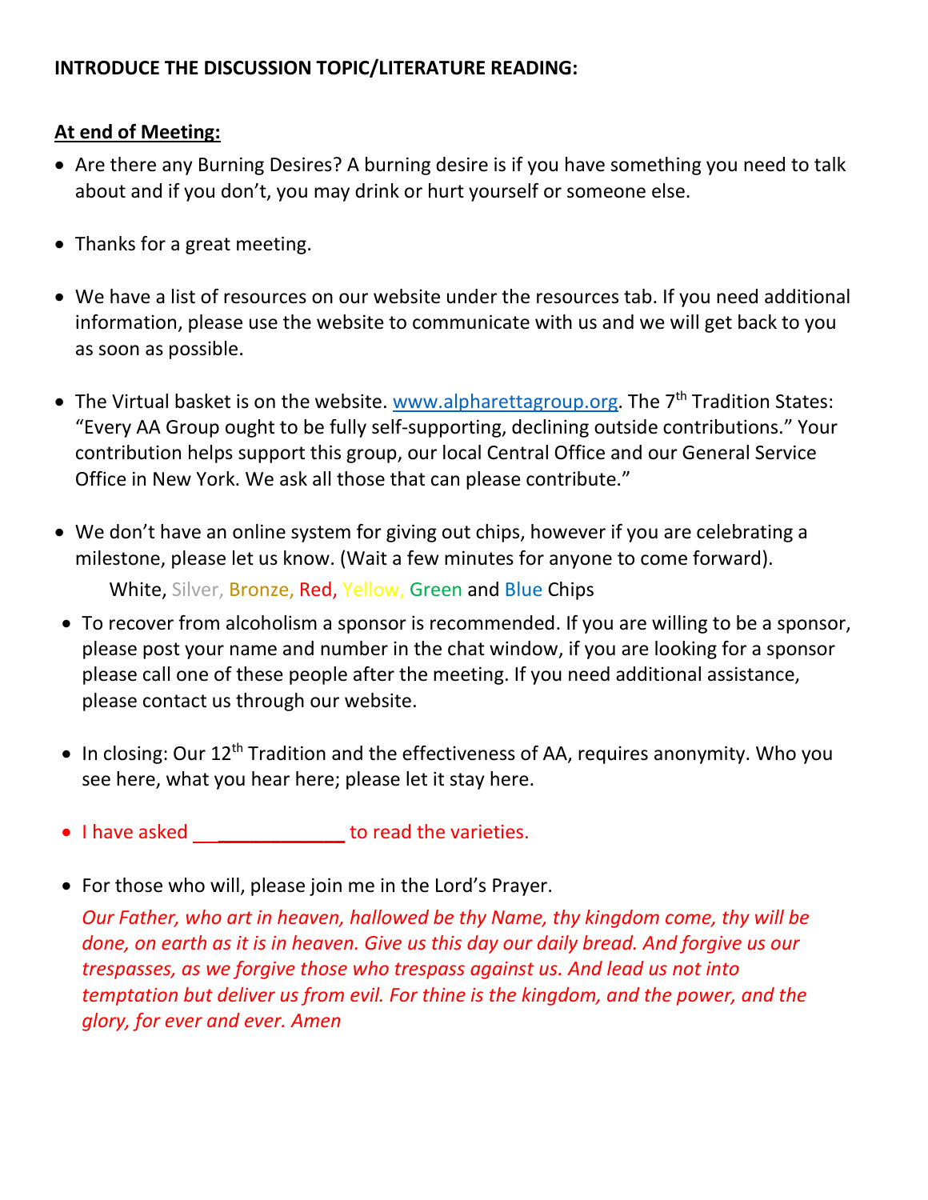**INTRODUCE THE DISCUSSION TOPIC/LITERATURE READING:**

**At end of Meeting:**

- Are there any Burning Desires? A burning desire is if you have something you need to talk about and if you don't, you may drink or hurt yourself or someone else.

- Thanks for a great meeting.

- We have a list of resources on our website under the resources tab. If you need additional information, please use the website to communicate with us and we will get back to you as soon as possible.

- The Virtual basket is on the website. www.alpharettagroup.org. The 7th Tradition States: "Every AA Group ought to be fully self-supporting, declining outside contributions." Your contribution helps support this group, our local Central Office and our General Service Office in New York. We ask all those that can please contribute."

- We don't have an online system for giving out chips, however if you are celebrating a milestone, please let us know. (Wait a few minutes for anyone to come forward).

  White, Silver, Bronze, Red, Yellow, Green and Blue Chips

- To recover from alcoholism a sponsor is recommended. If you are willing to be a sponsor, please post your name and number in the chat window, if you are looking for a sponsor please call one of these people after the meeting. If you need additional assistance, please contact us through our website.

- In closing: Our 12th Tradition and the effectiveness of AA, requires anonymity. Who you see here, what you hear here; please let it stay here.

- I have asked ________________ to read the varieties.

- For those who will, please join me in the Lord's Prayer.

  *Our Father, who art in heaven, hallowed be thy Name, thy kingdom come, thy will be done, on earth as it is in heaven. Give us this day our daily bread. And forgive us our trespasses, as we forgive those who trespass against us. And lead us not into temptation but deliver us from evil. For thine is the kingdom, and the power, and the glory, for ever and ever. Amen*